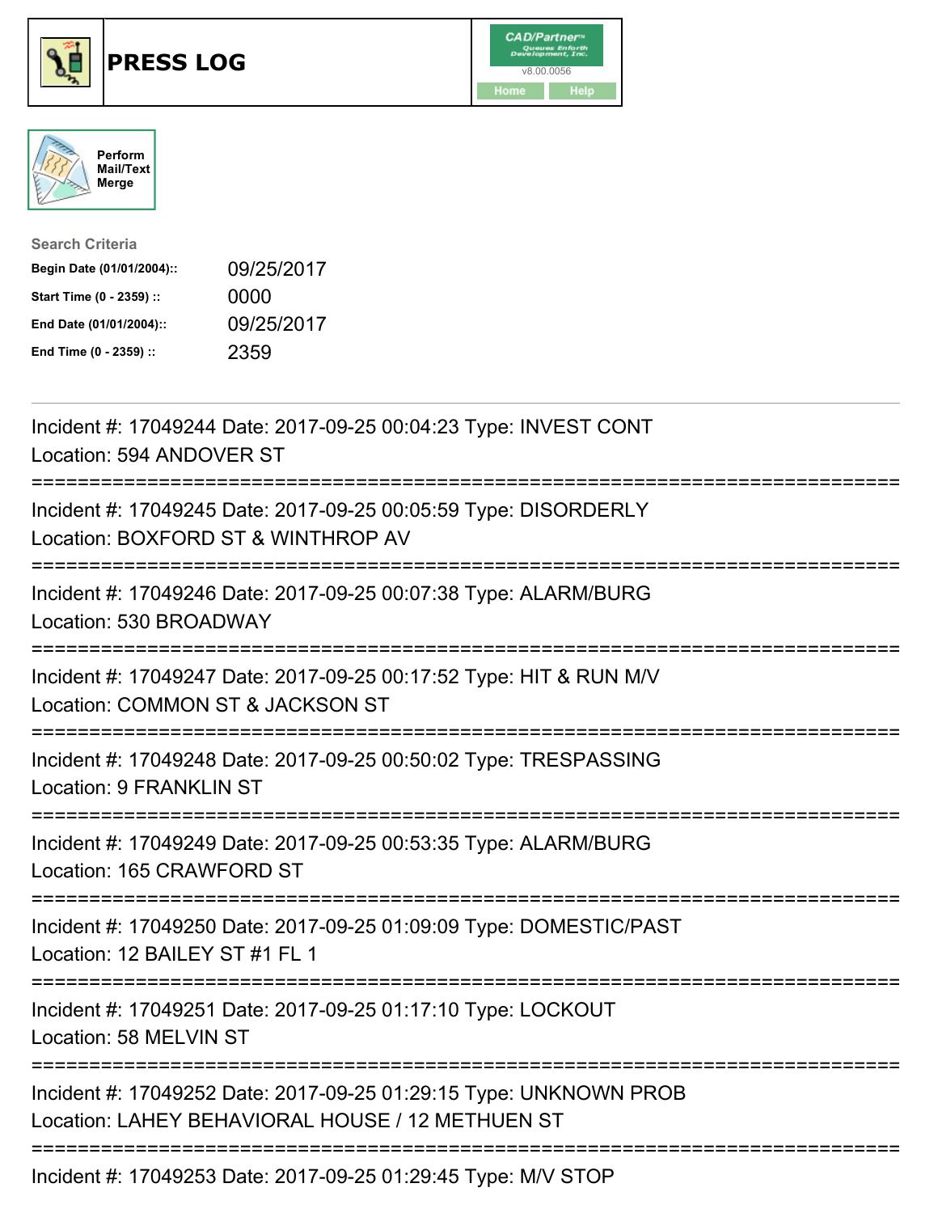# PRESS LOG

CAD/Partner™ v8.00.0056

Home | Help

Perform Mail/Text Merge

**Search Criteria**

| | |
|---|---|
| **Begin Date (01/01/2004)::** | 09/25/2017 |
| **Start Time (0 - 2359) ::** | 0000 |
| **End Date (01/01/2004)::** | 09/25/2017 |
| **End Time (0 - 2359) ::** | 2359 |

---

Incident #: 17049244 Date: 2017-09-25 00:04:23 Type: INVEST CONT
Location: 594 ANDOVER ST

===========================================================================

Incident #: 17049245 Date: 2017-09-25 00:05:59 Type: DISORDERLY
Location: BOXFORD ST & WINTHROP AV

===========================================================================

Incident #: 17049246 Date: 2017-09-25 00:07:38 Type: ALARM/BURG
Location: 530 BROADWAY

===========================================================================

Incident #: 17049247 Date: 2017-09-25 00:17:52 Type: HIT & RUN M/V
Location: COMMON ST & JACKSON ST

===========================================================================

Incident #: 17049248 Date: 2017-09-25 00:50:02 Type: TRESPASSING
Location: 9 FRANKLIN ST

===========================================================================

Incident #: 17049249 Date: 2017-09-25 00:53:35 Type: ALARM/BURG
Location: 165 CRAWFORD ST

===========================================================================

Incident #: 17049250 Date: 2017-09-25 01:09:09 Type: DOMESTIC/PAST
Location: 12 BAILEY ST #1 FL 1

===========================================================================

Incident #: 17049251 Date: 2017-09-25 01:17:10 Type: LOCKOUT
Location: 58 MELVIN ST

===========================================================================

Incident #: 17049252 Date: 2017-09-25 01:29:15 Type: UNKNOWN PROB
Location: LAHEY BEHAVIORAL HOUSE / 12 METHUEN ST

===========================================================================

Incident #: 17049253 Date: 2017-09-25 01:29:45 Type: M/V STOP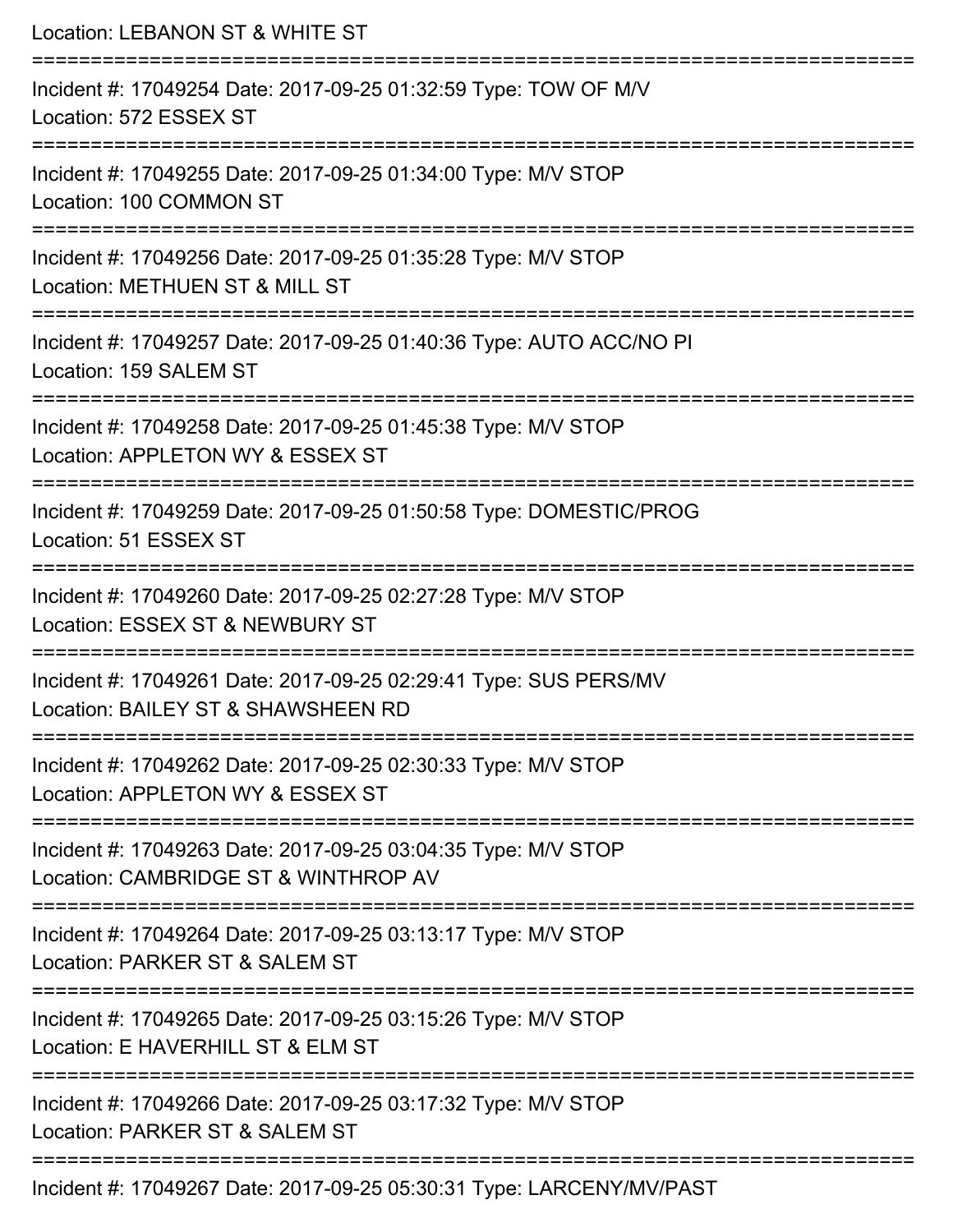Location: LEBANON ST & WHITE ST

===========================================================================

Incident #: 17049254 Date: 2017-09-25 01:32:59 Type: TOW OF M/V
Location: 572 ESSEX ST

===========================================================================

Incident #: 17049255 Date: 2017-09-25 01:34:00 Type: M/V STOP
Location: 100 COMMON ST

===========================================================================

Incident #: 17049256 Date: 2017-09-25 01:35:28 Type: M/V STOP
Location: METHUEN ST & MILL ST

===========================================================================

Incident #: 17049257 Date: 2017-09-25 01:40:36 Type: AUTO ACC/NO PI
Location: 159 SALEM ST

===========================================================================

Incident #: 17049258 Date: 2017-09-25 01:45:38 Type: M/V STOP
Location: APPLETON WY & ESSEX ST

===========================================================================

Incident #: 17049259 Date: 2017-09-25 01:50:58 Type: DOMESTIC/PROG
Location: 51 ESSEX ST

===========================================================================

Incident #: 17049260 Date: 2017-09-25 02:27:28 Type: M/V STOP
Location: ESSEX ST & NEWBURY ST

===========================================================================

Incident #: 17049261 Date: 2017-09-25 02:29:41 Type: SUS PERS/MV
Location: BAILEY ST & SHAWSHEEN RD

===========================================================================

Incident #: 17049262 Date: 2017-09-25 02:30:33 Type: M/V STOP
Location: APPLETON WY & ESSEX ST

===========================================================================

Incident #: 17049263 Date: 2017-09-25 03:04:35 Type: M/V STOP
Location: CAMBRIDGE ST & WINTHROP AV

===========================================================================

Incident #: 17049264 Date: 2017-09-25 03:13:17 Type: M/V STOP
Location: PARKER ST & SALEM ST

===========================================================================

Incident #: 17049265 Date: 2017-09-25 03:15:26 Type: M/V STOP
Location: E HAVERHILL ST & ELM ST

===========================================================================

Incident #: 17049266 Date: 2017-09-25 03:17:32 Type: M/V STOP
Location: PARKER ST & SALEM ST

===========================================================================

Incident #: 17049267 Date: 2017-09-25 05:30:31 Type: LARCENY/MV/PAST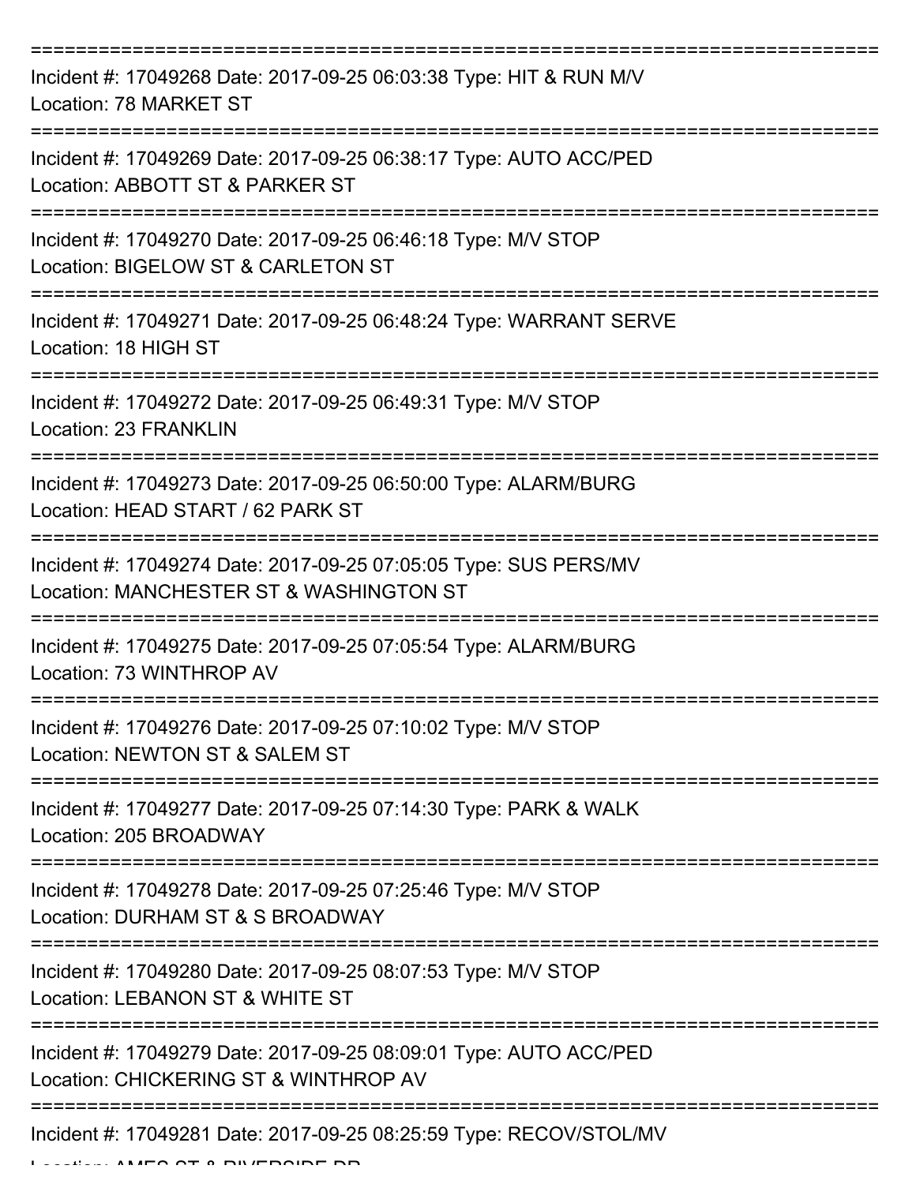===========================================================================

Incident #: 17049268 Date: 2017-09-25 06:03:38 Type: HIT & RUN M/V
Location: 78 MARKET ST

===========================================================================

Incident #: 17049269 Date: 2017-09-25 06:38:17 Type: AUTO ACC/PED
Location: ABBOTT ST & PARKER ST

===========================================================================

Incident #: 17049270 Date: 2017-09-25 06:46:18 Type: M/V STOP
Location: BIGELOW ST & CARLETON ST

===========================================================================

Incident #: 17049271 Date: 2017-09-25 06:48:24 Type: WARRANT SERVE
Location: 18 HIGH ST

===========================================================================

Incident #: 17049272 Date: 2017-09-25 06:49:31 Type: M/V STOP
Location: 23 FRANKLIN

===========================================================================

Incident #: 17049273 Date: 2017-09-25 06:50:00 Type: ALARM/BURG
Location: HEAD START / 62 PARK ST

===========================================================================

Incident #: 17049274 Date: 2017-09-25 07:05:05 Type: SUS PERS/MV
Location: MANCHESTER ST & WASHINGTON ST

===========================================================================

Incident #: 17049275 Date: 2017-09-25 07:05:54 Type: ALARM/BURG
Location: 73 WINTHROP AV

===========================================================================

Incident #: 17049276 Date: 2017-09-25 07:10:02 Type: M/V STOP
Location: NEWTON ST & SALEM ST

===========================================================================

Incident #: 17049277 Date: 2017-09-25 07:14:30 Type: PARK & WALK
Location: 205 BROADWAY

===========================================================================

Incident #: 17049278 Date: 2017-09-25 07:25:46 Type: M/V STOP
Location: DURHAM ST & S BROADWAY

===========================================================================

Incident #: 17049280 Date: 2017-09-25 08:07:53 Type: M/V STOP
Location: LEBANON ST & WHITE ST

===========================================================================

Incident #: 17049279 Date: 2017-09-25 08:09:01 Type: AUTO ACC/PED
Location: CHICKERING ST & WINTHROP AV

===========================================================================

Incident #: 17049281 Date: 2017-09-25 08:25:59 Type: RECOV/STOL/MV
Location: AMES ST & RIVERSIDE DR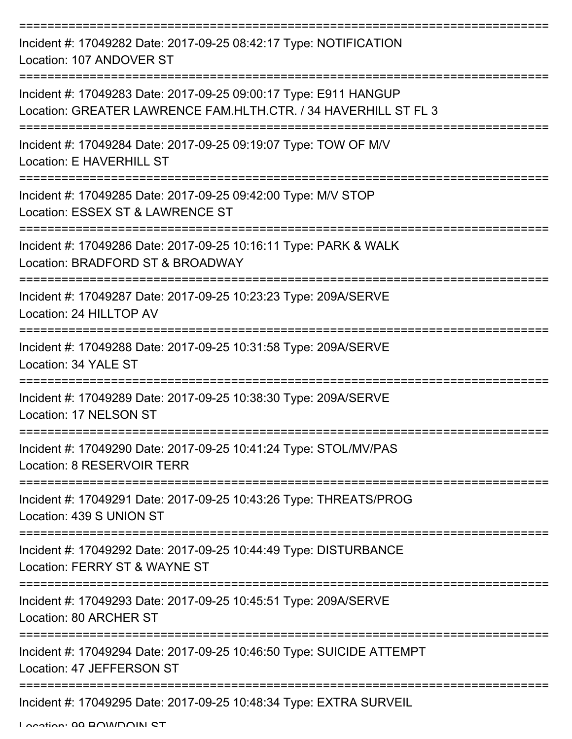Incident #: 17049282 Date: 2017-09-25 08:42:17 Type: NOTIFICATION
Location: 107 ANDOVER ST

---

Incident #: 17049283 Date: 2017-09-25 09:00:17 Type: E911 HANGUP
Location: GREATER LAWRENCE FAM.HLTH.CTR. / 34 HAVERHILL ST FL 3

---

Incident #: 17049284 Date: 2017-09-25 09:19:07 Type: TOW OF M/V
Location: E HAVERHILL ST

---

Incident #: 17049285 Date: 2017-09-25 09:42:00 Type: M/V STOP
Location: ESSEX ST & LAWRENCE ST

---

Incident #: 17049286 Date: 2017-09-25 10:16:11 Type: PARK & WALK
Location: BRADFORD ST & BROADWAY

---

Incident #: 17049287 Date: 2017-09-25 10:23:23 Type: 209A/SERVE
Location: 24 HILLTOP AV

---

Incident #: 17049288 Date: 2017-09-25 10:31:58 Type: 209A/SERVE
Location: 34 YALE ST

---

Incident #: 17049289 Date: 2017-09-25 10:38:30 Type: 209A/SERVE
Location: 17 NELSON ST

---

Incident #: 17049290 Date: 2017-09-25 10:41:24 Type: STOL/MV/PAS
Location: 8 RESERVOIR TERR

---

Incident #: 17049291 Date: 2017-09-25 10:43:26 Type: THREATS/PROG
Location: 439 S UNION ST

---

Incident #: 17049292 Date: 2017-09-25 10:44:49 Type: DISTURBANCE
Location: FERRY ST & WAYNE ST

---

Incident #: 17049293 Date: 2017-09-25 10:45:51 Type: 209A/SERVE
Location: 80 ARCHER ST

---

Incident #: 17049294 Date: 2017-09-25 10:46:50 Type: SUICIDE ATTEMPT
Location: 47 JEFFERSON ST

---

Incident #: 17049295 Date: 2017-09-25 10:48:34 Type: EXTRA SURVEIL
Location: 99 BOWDOIN ST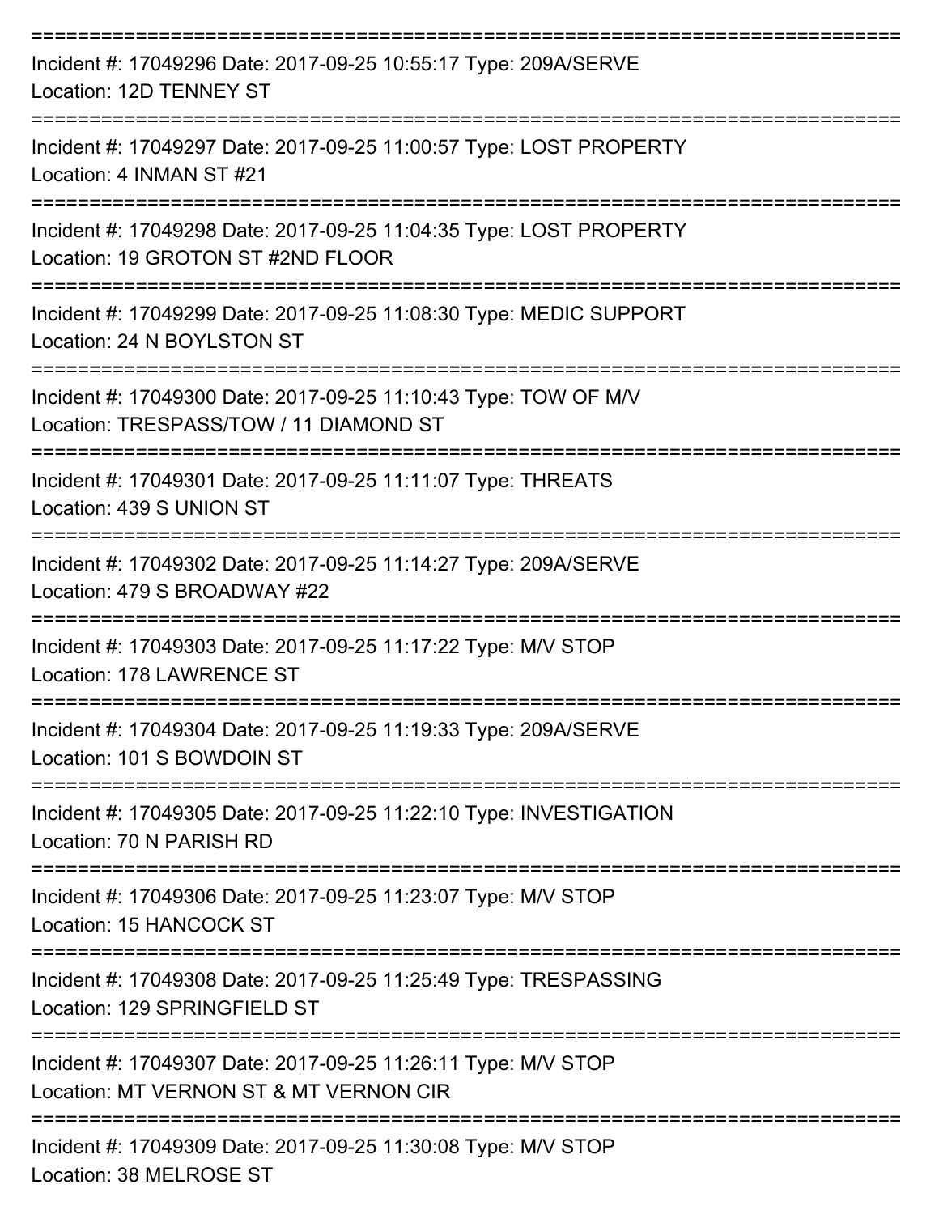===========================================================================

Incident #: 17049296 Date: 2017-09-25 10:55:17 Type: 209A/SERVE
Location: 12D TENNEY ST

===========================================================================

Incident #: 17049297 Date: 2017-09-25 11:00:57 Type: LOST PROPERTY
Location: 4 INMAN ST #21

===========================================================================

Incident #: 17049298 Date: 2017-09-25 11:04:35 Type: LOST PROPERTY
Location: 19 GROTON ST #2ND FLOOR

===========================================================================

Incident #: 17049299 Date: 2017-09-25 11:08:30 Type: MEDIC SUPPORT
Location: 24 N BOYLSTON ST

===========================================================================

Incident #: 17049300 Date: 2017-09-25 11:10:43 Type: TOW OF M/V
Location: TRESPASS/TOW / 11 DIAMOND ST

===========================================================================

Incident #: 17049301 Date: 2017-09-25 11:11:07 Type: THREATS
Location: 439 S UNION ST

===========================================================================

Incident #: 17049302 Date: 2017-09-25 11:14:27 Type: 209A/SERVE
Location: 479 S BROADWAY #22

===========================================================================

Incident #: 17049303 Date: 2017-09-25 11:17:22 Type: M/V STOP
Location: 178 LAWRENCE ST

===========================================================================

Incident #: 17049304 Date: 2017-09-25 11:19:33 Type: 209A/SERVE
Location: 101 S BOWDOIN ST

===========================================================================

Incident #: 17049305 Date: 2017-09-25 11:22:10 Type: INVESTIGATION
Location: 70 N PARISH RD

===========================================================================

Incident #: 17049306 Date: 2017-09-25 11:23:07 Type: M/V STOP
Location: 15 HANCOCK ST

===========================================================================

Incident #: 17049308 Date: 2017-09-25 11:25:49 Type: TRESPASSING
Location: 129 SPRINGFIELD ST

===========================================================================

Incident #: 17049307 Date: 2017-09-25 11:26:11 Type: M/V STOP
Location: MT VERNON ST & MT VERNON CIR

===========================================================================

Incident #: 17049309 Date: 2017-09-25 11:30:08 Type: M/V STOP
Location: 38 MELROSE ST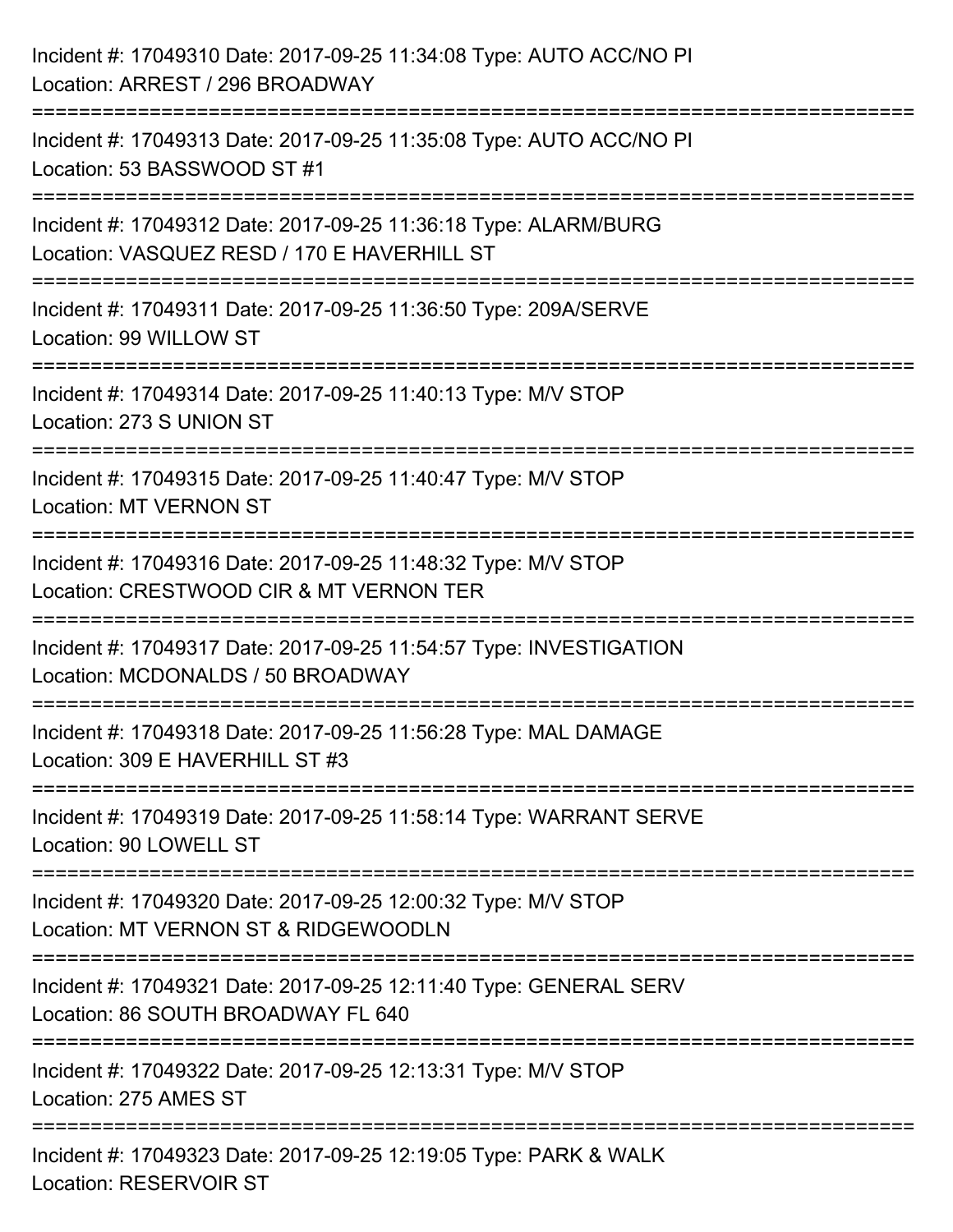Incident #: 17049310 Date: 2017-09-25 11:34:08 Type: AUTO ACC/NO PI
Location: ARREST / 296 BROADWAY

===========================================================================

Incident #: 17049313 Date: 2017-09-25 11:35:08 Type: AUTO ACC/NO PI
Location: 53 BASSWOOD ST #1

===========================================================================

Incident #: 17049312 Date: 2017-09-25 11:36:18 Type: ALARM/BURG
Location: VASQUEZ RESD / 170 E HAVERHILL ST

===========================================================================

Incident #: 17049311 Date: 2017-09-25 11:36:50 Type: 209A/SERVE
Location: 99 WILLOW ST

===========================================================================

Incident #: 17049314 Date: 2017-09-25 11:40:13 Type: M/V STOP
Location: 273 S UNION ST

===========================================================================

Incident #: 17049315 Date: 2017-09-25 11:40:47 Type: M/V STOP
Location: MT VERNON ST

===========================================================================

Incident #: 17049316 Date: 2017-09-25 11:48:32 Type: M/V STOP
Location: CRESTWOOD CIR & MT VERNON TER

===========================================================================

Incident #: 17049317 Date: 2017-09-25 11:54:57 Type: INVESTIGATION
Location: MCDONALDS / 50 BROADWAY

===========================================================================

Incident #: 17049318 Date: 2017-09-25 11:56:28 Type: MAL DAMAGE
Location: 309 E HAVERHILL ST #3

===========================================================================

Incident #: 17049319 Date: 2017-09-25 11:58:14 Type: WARRANT SERVE
Location: 90 LOWELL ST

===========================================================================

Incident #: 17049320 Date: 2017-09-25 12:00:32 Type: M/V STOP
Location: MT VERNON ST & RIDGEWOODLN

===========================================================================

Incident #: 17049321 Date: 2017-09-25 12:11:40 Type: GENERAL SERV
Location: 86 SOUTH BROADWAY FL 640

===========================================================================

Incident #: 17049322 Date: 2017-09-25 12:13:31 Type: M/V STOP
Location: 275 AMES ST

===========================================================================

Incident #: 17049323 Date: 2017-09-25 12:19:05 Type: PARK & WALK
Location: RESERVOIR ST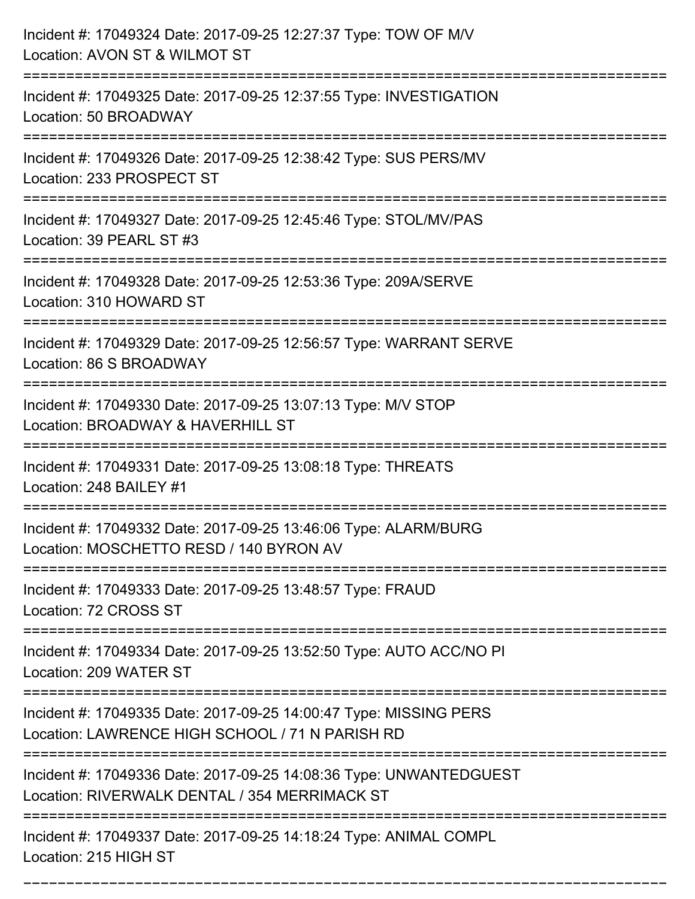Incident #: 17049324 Date: 2017-09-25 12:27:37 Type: TOW OF M/V
Location: AVON ST & WILMOT ST

===========================================================================

Incident #: 17049325 Date: 2017-09-25 12:37:55 Type: INVESTIGATION
Location: 50 BROADWAY

===========================================================================

Incident #: 17049326 Date: 2017-09-25 12:38:42 Type: SUS PERS/MV
Location: 233 PROSPECT ST

===========================================================================

Incident #: 17049327 Date: 2017-09-25 12:45:46 Type: STOL/MV/PAS
Location: 39 PEARL ST #3

===========================================================================

Incident #: 17049328 Date: 2017-09-25 12:53:36 Type: 209A/SERVE
Location: 310 HOWARD ST

===========================================================================

Incident #: 17049329 Date: 2017-09-25 12:56:57 Type: WARRANT SERVE
Location: 86 S BROADWAY

===========================================================================

Incident #: 17049330 Date: 2017-09-25 13:07:13 Type: M/V STOP
Location: BROADWAY & HAVERHILL ST

===========================================================================

Incident #: 17049331 Date: 2017-09-25 13:08:18 Type: THREATS
Location: 248 BAILEY #1

===========================================================================

Incident #: 17049332 Date: 2017-09-25 13:46:06 Type: ALARM/BURG
Location: MOSCHETTO RESD / 140 BYRON AV

===========================================================================

Incident #: 17049333 Date: 2017-09-25 13:48:57 Type: FRAUD
Location: 72 CROSS ST

===========================================================================

Incident #: 17049334 Date: 2017-09-25 13:52:50 Type: AUTO ACC/NO PI
Location: 209 WATER ST

===========================================================================

Incident #: 17049335 Date: 2017-09-25 14:00:47 Type: MISSING PERS
Location: LAWRENCE HIGH SCHOOL / 71 N PARISH RD

===========================================================================

Incident #: 17049336 Date: 2017-09-25 14:08:36 Type: UNWANTEDGUEST
Location: RIVERWALK DENTAL / 354 MERRIMACK ST

===========================================================================

Incident #: 17049337 Date: 2017-09-25 14:18:24 Type: ANIMAL COMPL
Location: 215 HIGH ST

===========================================================================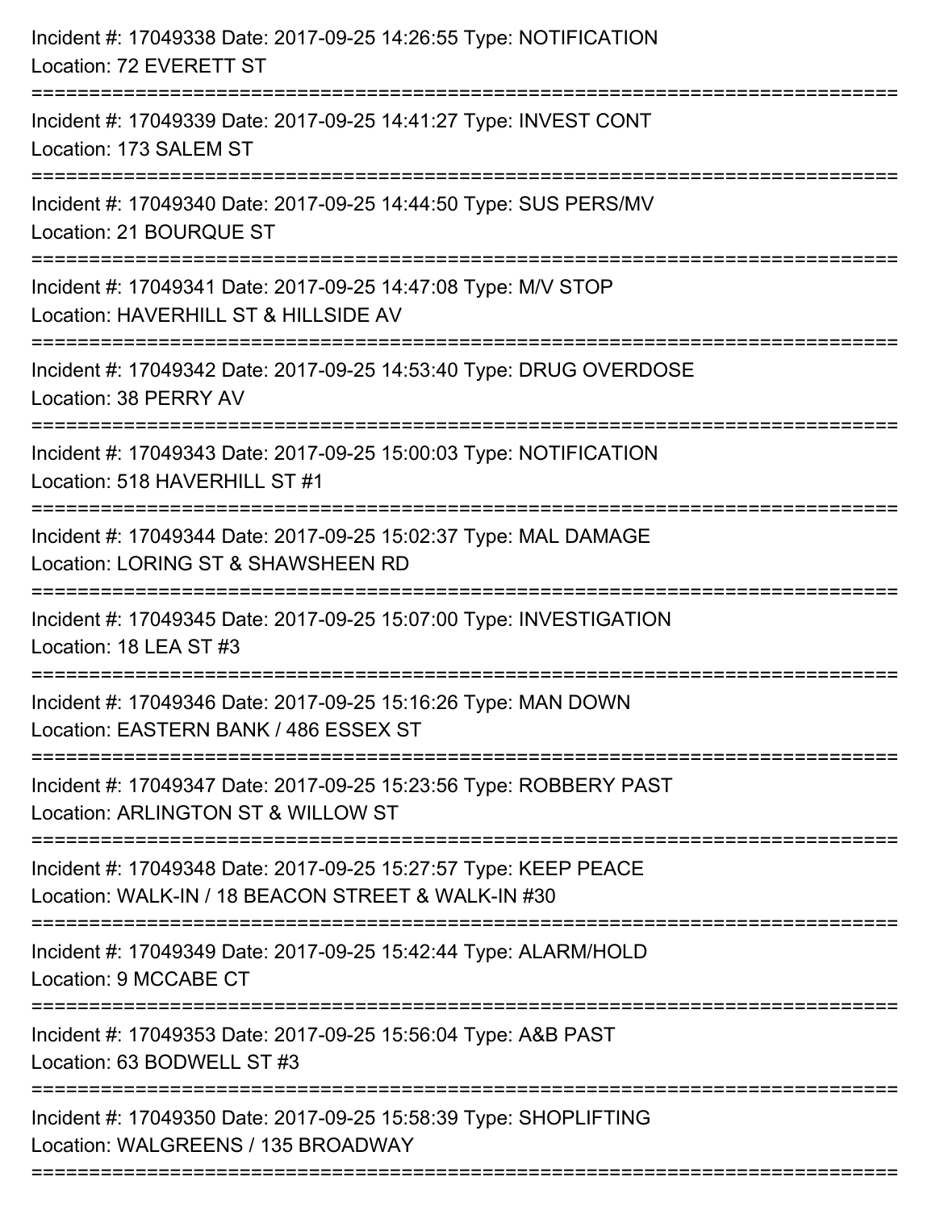Incident #: 17049338 Date: 2017-09-25 14:26:55 Type: NOTIFICATION
Location: 72 EVERETT ST

===========================================================================

Incident #: 17049339 Date: 2017-09-25 14:41:27 Type: INVEST CONT
Location: 173 SALEM ST

===========================================================================

Incident #: 17049340 Date: 2017-09-25 14:44:50 Type: SUS PERS/MV
Location: 21 BOURQUE ST

===========================================================================

Incident #: 17049341 Date: 2017-09-25 14:47:08 Type: M/V STOP
Location: HAVERHILL ST & HILLSIDE AV

===========================================================================

Incident #: 17049342 Date: 2017-09-25 14:53:40 Type: DRUG OVERDOSE
Location: 38 PERRY AV

===========================================================================

Incident #: 17049343 Date: 2017-09-25 15:00:03 Type: NOTIFICATION
Location: 518 HAVERHILL ST #1

===========================================================================

Incident #: 17049344 Date: 2017-09-25 15:02:37 Type: MAL DAMAGE
Location: LORING ST & SHAWSHEEN RD

===========================================================================

Incident #: 17049345 Date: 2017-09-25 15:07:00 Type: INVESTIGATION
Location: 18 LEA ST #3

===========================================================================

Incident #: 17049346 Date: 2017-09-25 15:16:26 Type: MAN DOWN
Location: EASTERN BANK / 486 ESSEX ST

===========================================================================

Incident #: 17049347 Date: 2017-09-25 15:23:56 Type: ROBBERY PAST
Location: ARLINGTON ST & WILLOW ST

===========================================================================

Incident #: 17049348 Date: 2017-09-25 15:27:57 Type: KEEP PEACE
Location: WALK-IN / 18 BEACON STREET & WALK-IN #30

===========================================================================

Incident #: 17049349 Date: 2017-09-25 15:42:44 Type: ALARM/HOLD
Location: 9 MCCABE CT

===========================================================================

Incident #: 17049353 Date: 2017-09-25 15:56:04 Type: A&B PAST
Location: 63 BODWELL ST #3

===========================================================================

Incident #: 17049350 Date: 2017-09-25 15:58:39 Type: SHOPLIFTING
Location: WALGREENS / 135 BROADWAY

===========================================================================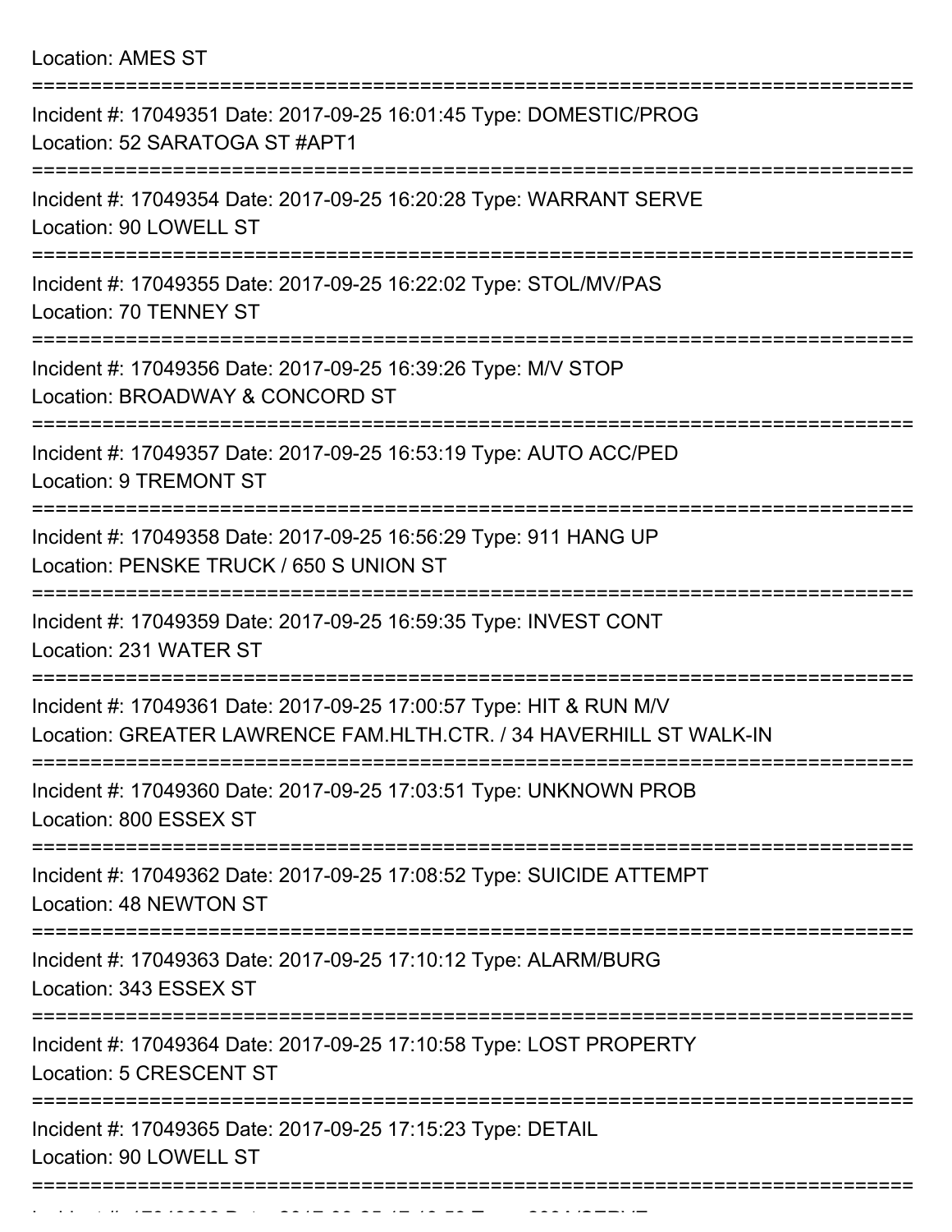Location: AMES ST

===========================================================================

Incident #: 17049351 Date: 2017-09-25 16:01:45 Type: DOMESTIC/PROG
Location: 52 SARATOGA ST #APT1

===========================================================================

Incident #: 17049354 Date: 2017-09-25 16:20:28 Type: WARRANT SERVE
Location: 90 LOWELL ST

===========================================================================

Incident #: 17049355 Date: 2017-09-25 16:22:02 Type: STOL/MV/PAS
Location: 70 TENNEY ST

===========================================================================

Incident #: 17049356 Date: 2017-09-25 16:39:26 Type: M/V STOP
Location: BROADWAY & CONCORD ST

===========================================================================

Incident #: 17049357 Date: 2017-09-25 16:53:19 Type: AUTO ACC/PED
Location: 9 TREMONT ST

===========================================================================

Incident #: 17049358 Date: 2017-09-25 16:56:29 Type: 911 HANG UP
Location: PENSKE TRUCK / 650 S UNION ST

===========================================================================

Incident #: 17049359 Date: 2017-09-25 16:59:35 Type: INVEST CONT
Location: 231 WATER ST

===========================================================================

Incident #: 17049361 Date: 2017-09-25 17:00:57 Type: HIT & RUN M/V
Location: GREATER LAWRENCE FAM.HLTH.CTR. / 34 HAVERHILL ST WALK-IN

===========================================================================

Incident #: 17049360 Date: 2017-09-25 17:03:51 Type: UNKNOWN PROB
Location: 800 ESSEX ST

===========================================================================

Incident #: 17049362 Date: 2017-09-25 17:08:52 Type: SUICIDE ATTEMPT
Location: 48 NEWTON ST

===========================================================================

Incident #: 17049363 Date: 2017-09-25 17:10:12 Type: ALARM/BURG
Location: 343 ESSEX ST

===========================================================================

Incident #: 17049364 Date: 2017-09-25 17:10:58 Type: LOST PROPERTY
Location: 5 CRESCENT ST

===========================================================================

Incident #: 17049365 Date: 2017-09-25 17:15:23 Type: DETAIL
Location: 90 LOWELL ST

===========================================================================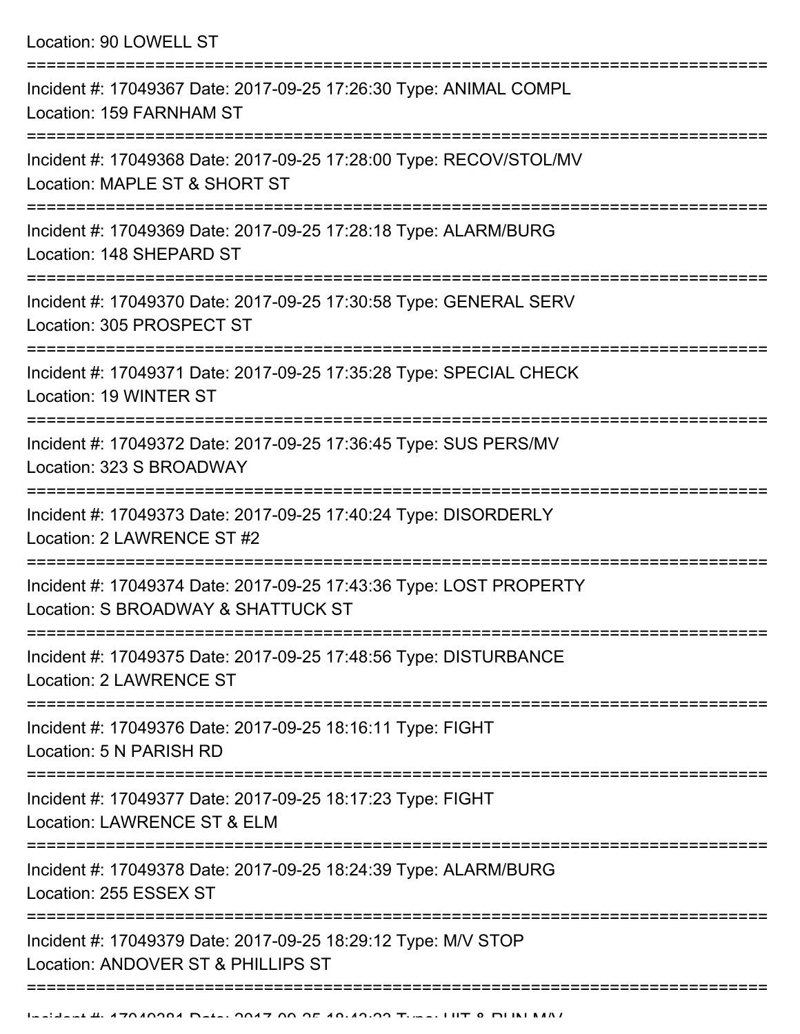Location: 90 LOWELL ST

===========================================================================

Incident #: 17049367 Date: 2017-09-25 17:26:30 Type: ANIMAL COMPL
Location: 159 FARNHAM ST

===========================================================================

Incident #: 17049368 Date: 2017-09-25 17:28:00 Type: RECOV/STOL/MV
Location: MAPLE ST & SHORT ST

===========================================================================

Incident #: 17049369 Date: 2017-09-25 17:28:18 Type: ALARM/BURG
Location: 148 SHEPARD ST

===========================================================================

Incident #: 17049370 Date: 2017-09-25 17:30:58 Type: GENERAL SERV
Location: 305 PROSPECT ST

===========================================================================

Incident #: 17049371 Date: 2017-09-25 17:35:28 Type: SPECIAL CHECK
Location: 19 WINTER ST

===========================================================================

Incident #: 17049372 Date: 2017-09-25 17:36:45 Type: SUS PERS/MV
Location: 323 S BROADWAY

===========================================================================

Incident #: 17049373 Date: 2017-09-25 17:40:24 Type: DISORDERLY
Location: 2 LAWRENCE ST #2

===========================================================================

Incident #: 17049374 Date: 2017-09-25 17:43:36 Type: LOST PROPERTY
Location: S BROADWAY & SHATTUCK ST

===========================================================================

Incident #: 17049375 Date: 2017-09-25 17:48:56 Type: DISTURBANCE
Location: 2 LAWRENCE ST

===========================================================================

Incident #: 17049376 Date: 2017-09-25 18:16:11 Type: FIGHT
Location: 5 N PARISH RD

===========================================================================

Incident #: 17049377 Date: 2017-09-25 18:17:23 Type: FIGHT
Location: LAWRENCE ST & ELM

===========================================================================

Incident #: 17049378 Date: 2017-09-25 18:24:39 Type: ALARM/BURG
Location: 255 ESSEX ST

===========================================================================

Incident #: 17049379 Date: 2017-09-25 18:29:12 Type: M/V STOP
Location: ANDOVER ST & PHILLIPS ST

===========================================================================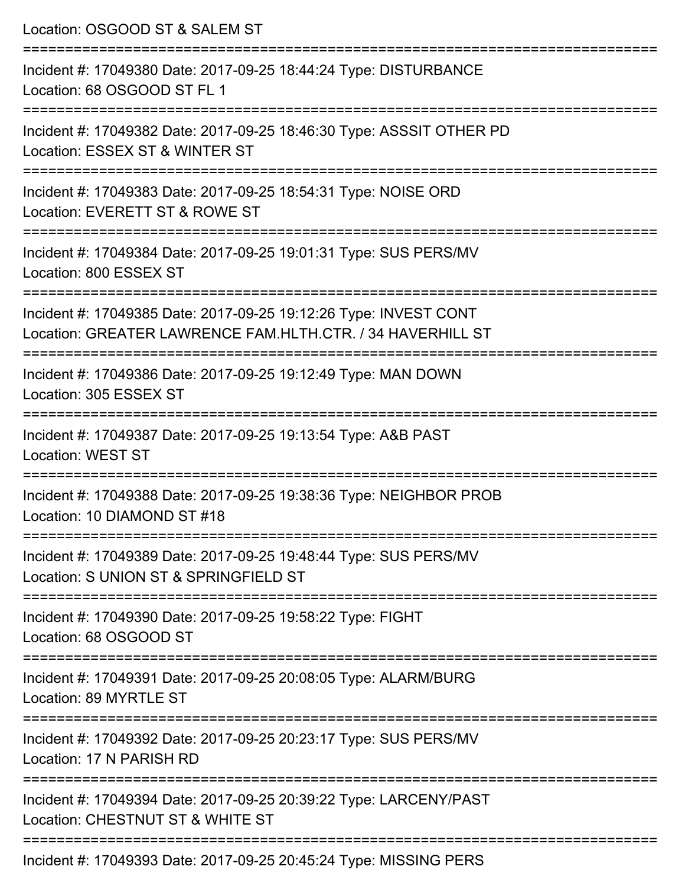Location: OSGOOD ST & SALEM ST

===========================================================================

Incident #: 17049380 Date: 2017-09-25 18:44:24 Type: DISTURBANCE
Location: 68 OSGOOD ST FL 1

===========================================================================

Incident #: 17049382 Date: 2017-09-25 18:46:30 Type: ASSSIT OTHER PD
Location: ESSEX ST & WINTER ST

===========================================================================

Incident #: 17049383 Date: 2017-09-25 18:54:31 Type: NOISE ORD
Location: EVERETT ST & ROWE ST

===========================================================================

Incident #: 17049384 Date: 2017-09-25 19:01:31 Type: SUS PERS/MV
Location: 800 ESSEX ST

===========================================================================

Incident #: 17049385 Date: 2017-09-25 19:12:26 Type: INVEST CONT
Location: GREATER LAWRENCE FAM.HLTH.CTR. / 34 HAVERHILL ST

===========================================================================

Incident #: 17049386 Date: 2017-09-25 19:12:49 Type: MAN DOWN
Location: 305 ESSEX ST

===========================================================================

Incident #: 17049387 Date: 2017-09-25 19:13:54 Type: A&B PAST
Location: WEST ST

===========================================================================

Incident #: 17049388 Date: 2017-09-25 19:38:36 Type: NEIGHBOR PROB
Location: 10 DIAMOND ST #18

===========================================================================

Incident #: 17049389 Date: 2017-09-25 19:48:44 Type: SUS PERS/MV
Location: S UNION ST & SPRINGFIELD ST

===========================================================================

Incident #: 17049390 Date: 2017-09-25 19:58:22 Type: FIGHT
Location: 68 OSGOOD ST

===========================================================================

Incident #: 17049391 Date: 2017-09-25 20:08:05 Type: ALARM/BURG
Location: 89 MYRTLE ST

===========================================================================

Incident #: 17049392 Date: 2017-09-25 20:23:17 Type: SUS PERS/MV
Location: 17 N PARISH RD

===========================================================================

Incident #: 17049394 Date: 2017-09-25 20:39:22 Type: LARCENY/PAST
Location: CHESTNUT ST & WHITE ST

===========================================================================

Incident #: 17049393 Date: 2017-09-25 20:45:24 Type: MISSING PERS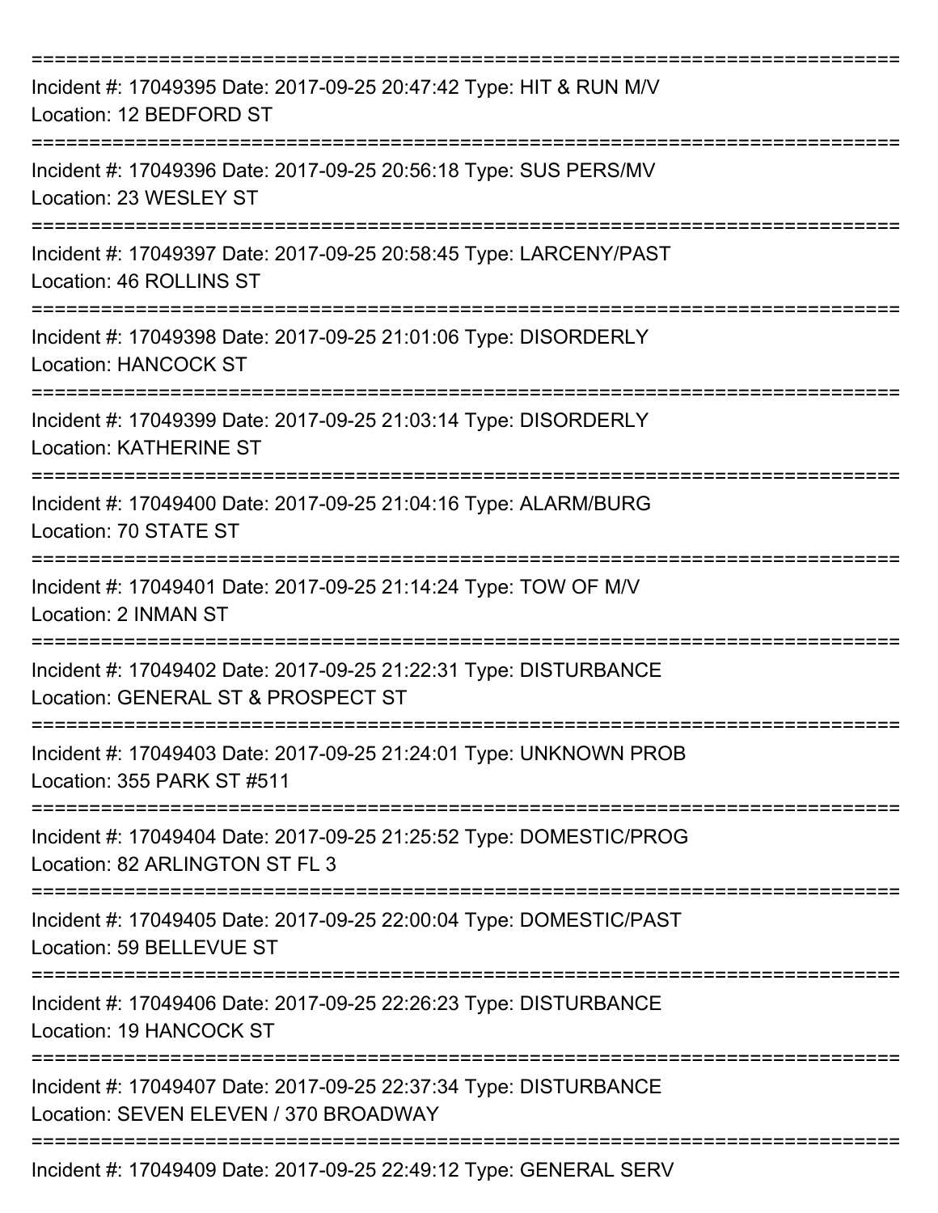===========================================================================
Incident #: 17049395 Date: 2017-09-25 20:47:42 Type: HIT & RUN M/V
Location: 12 BEDFORD ST
===========================================================================
Incident #: 17049396 Date: 2017-09-25 20:56:18 Type: SUS PERS/MV
Location: 23 WESLEY ST
===========================================================================
Incident #: 17049397 Date: 2017-09-25 20:58:45 Type: LARCENY/PAST
Location: 46 ROLLINS ST
===========================================================================
Incident #: 17049398 Date: 2017-09-25 21:01:06 Type: DISORDERLY
Location: HANCOCK ST
===========================================================================
Incident #: 17049399 Date: 2017-09-25 21:03:14 Type: DISORDERLY
Location: KATHERINE ST
===========================================================================
Incident #: 17049400 Date: 2017-09-25 21:04:16 Type: ALARM/BURG
Location: 70 STATE ST
===========================================================================
Incident #: 17049401 Date: 2017-09-25 21:14:24 Type: TOW OF M/V
Location: 2 INMAN ST
===========================================================================
Incident #: 17049402 Date: 2017-09-25 21:22:31 Type: DISTURBANCE
Location: GENERAL ST & PROSPECT ST
===========================================================================
Incident #: 17049403 Date: 2017-09-25 21:24:01 Type: UNKNOWN PROB
Location: 355 PARK ST #511
===========================================================================
Incident #: 17049404 Date: 2017-09-25 21:25:52 Type: DOMESTIC/PROG
Location: 82 ARLINGTON ST FL 3
===========================================================================
Incident #: 17049405 Date: 2017-09-25 22:00:04 Type: DOMESTIC/PAST
Location: 59 BELLEVUE ST
===========================================================================
Incident #: 17049406 Date: 2017-09-25 22:26:23 Type: DISTURBANCE
Location: 19 HANCOCK ST
===========================================================================
Incident #: 17049407 Date: 2017-09-25 22:37:34 Type: DISTURBANCE
Location: SEVEN ELEVEN / 370 BROADWAY
===========================================================================
Incident #: 17049409 Date: 2017-09-25 22:49:12 Type: GENERAL SERV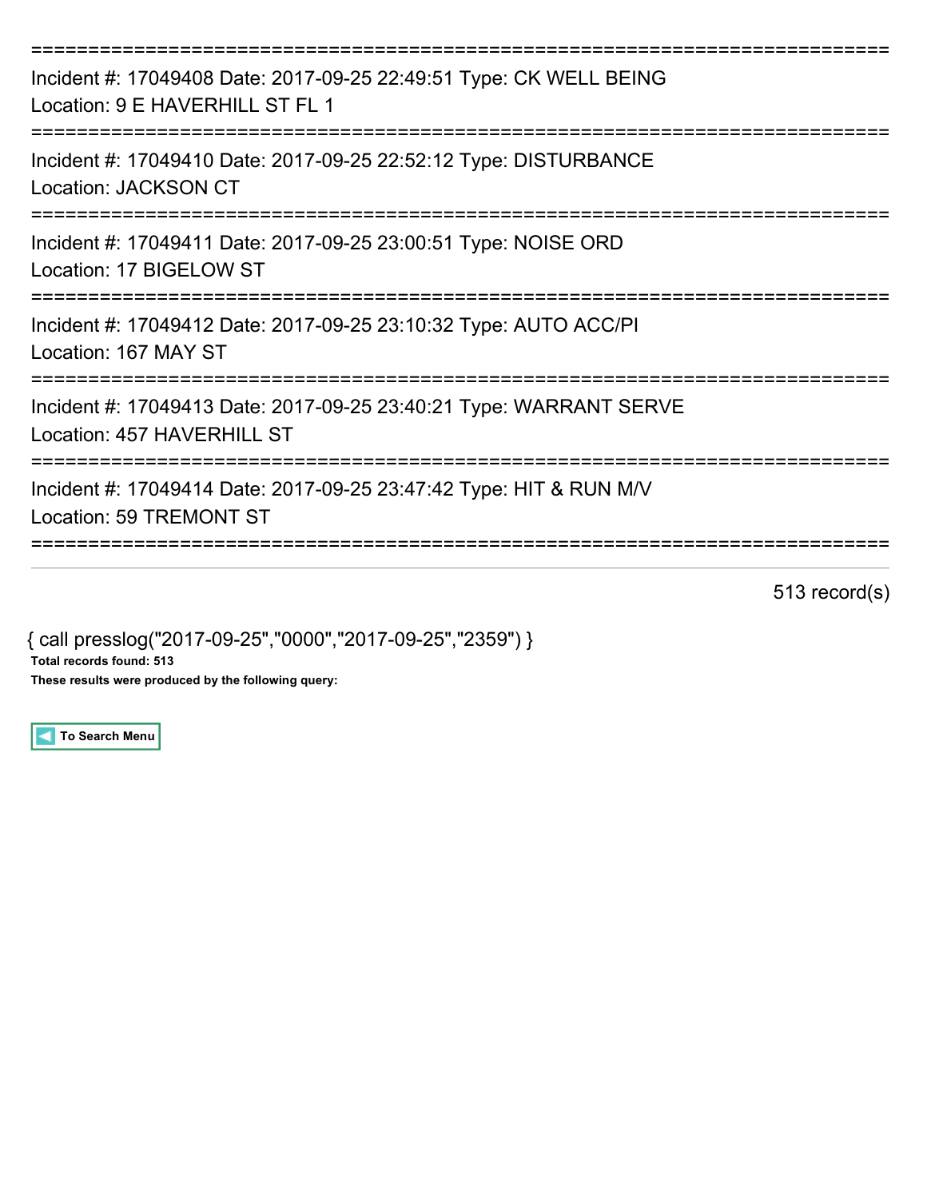===========================================================================
Incident #: 17049408 Date: 2017-09-25 22:49:51 Type: CK WELL BEING
Location: 9 E HAVERHILL ST FL 1
===========================================================================
Incident #: 17049410 Date: 2017-09-25 22:52:12 Type: DISTURBANCE
Location: JACKSON CT
===========================================================================
Incident #: 17049411 Date: 2017-09-25 23:00:51 Type: NOISE ORD
Location: 17 BIGELOW ST
===========================================================================
Incident #: 17049412 Date: 2017-09-25 23:10:32 Type: AUTO ACC/PI
Location: 167 MAY ST
===========================================================================
Incident #: 17049413 Date: 2017-09-25 23:40:21 Type: WARRANT SERVE
Location: 457 HAVERHILL ST
===========================================================================
Incident #: 17049414 Date: 2017-09-25 23:47:42 Type: HIT & RUN M/V
Location: 59 TREMONT ST
===========================================================================

513 record(s)

{ call presslog("2017-09-25","0000","2017-09-25","2359") }

**Total records found: 513**

**These results were produced by the following query:**

To Search Menu